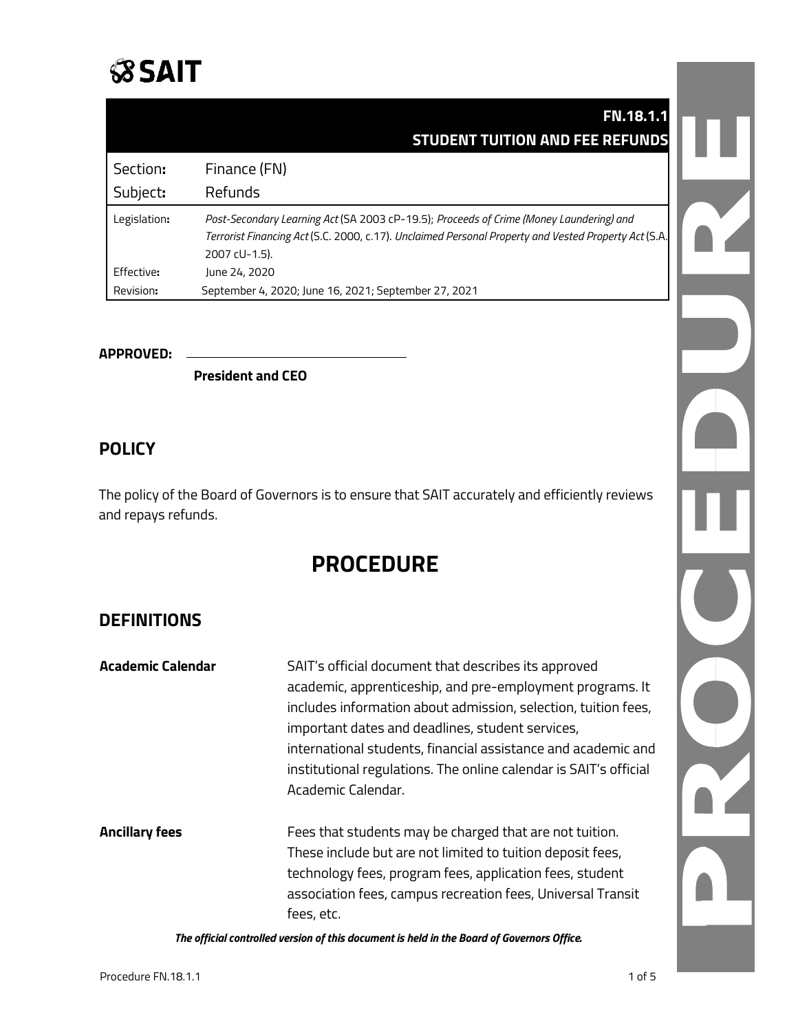# SAIT

## FN.18.1.1
## STUDENT TUITION AND FEE REFUNDS

| | |
|---|---|
| Section**:** | Finance (FN) |
| Subject**:** | Refunds |
| Legislation**:** | *Post-Secondary Learning Act* (SA 2003 cP-19.5); *Proceeds of Crime (Money Laundering) and Terrorist Financing Act* (S.C. 2000, c.17). *Unclaimed Personal Property and Vested Property Act* (S.A. 2007 cU-1.5). |
| Effective**:** | June 24, 2020 |
| Revision**:** | September 4, 2020; June 16, 2021; September 27, 2021 |

**APPROVED:** ______________________________

**President and CEO**

## POLICY

The policy of the Board of Governors is to ensure that SAIT accurately and efficiently reviews and repays refunds.

# PROCEDURE

## DEFINITIONS

| | |
|---|---|
| **Academic Calendar** | SAIT's official document that describes its approved academic, apprenticeship, and pre-employment programs. It includes information about admission, selection, tuition fees, important dates and deadlines, student services, international students, financial assistance and academic and institutional regulations. The online calendar is SAIT's official Academic Calendar. |
| **Ancillary fees** | Fees that students may be charged that are not tuition. These include but are not limited to tuition deposit fees, technology fees, program fees, application fees, student association fees, campus recreation fees, Universal Transit fees, etc. |

***The official controlled version of this document is held in the Board of Governors Office.***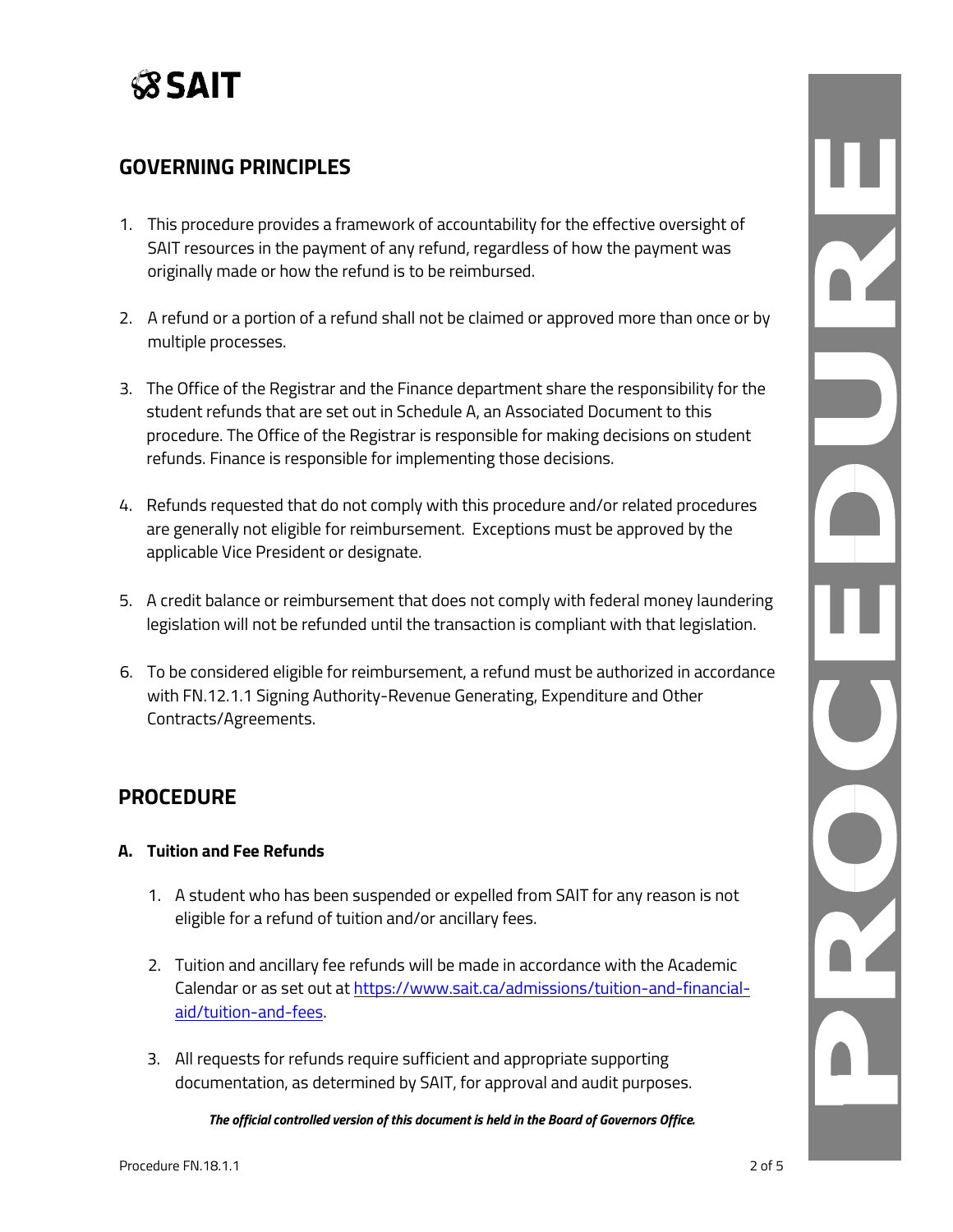## GOVERNING PRINCIPLES

1. This procedure provides a framework of accountability for the effective oversight of SAIT resources in the payment of any refund, regardless of how the payment was originally made or how the refund is to be reimbursed.

2. A refund or a portion of a refund shall not be claimed or approved more than once or by multiple processes.

3. The Office of the Registrar and the Finance department share the responsibility for the student refunds that are set out in Schedule A, an Associated Document to this procedure. The Office of the Registrar is responsible for making decisions on student refunds. Finance is responsible for implementing those decisions.

4. Refunds requested that do not comply with this procedure and/or related procedures are generally not eligible for reimbursement. Exceptions must be approved by the applicable Vice President or designate.

5. A credit balance or reimbursement that does not comply with federal money laundering legislation will not be refunded until the transaction is compliant with that legislation.

6. To be considered eligible for reimbursement, a refund must be authorized in accordance with FN.12.1.1 Signing Authority-Revenue Generating, Expenditure and Other Contracts/Agreements.

## PROCEDURE

### A. Tuition and Fee Refunds

1. A student who has been suspended or expelled from SAIT for any reason is not eligible for a refund of tuition and/or ancillary fees.

2. Tuition and ancillary fee refunds will be made in accordance with the Academic Calendar or as set out at [https://www.sait.ca/admissions/tuition-and-financial-aid/tuition-and-fees](https://www.sait.ca/admissions/tuition-and-financial-aid/tuition-and-fees).

3. All requests for refunds require sufficient and appropriate supporting documentation, as determined by SAIT, for approval and audit purposes.

*The official controlled version of this document is held in the Board of Governors Office.*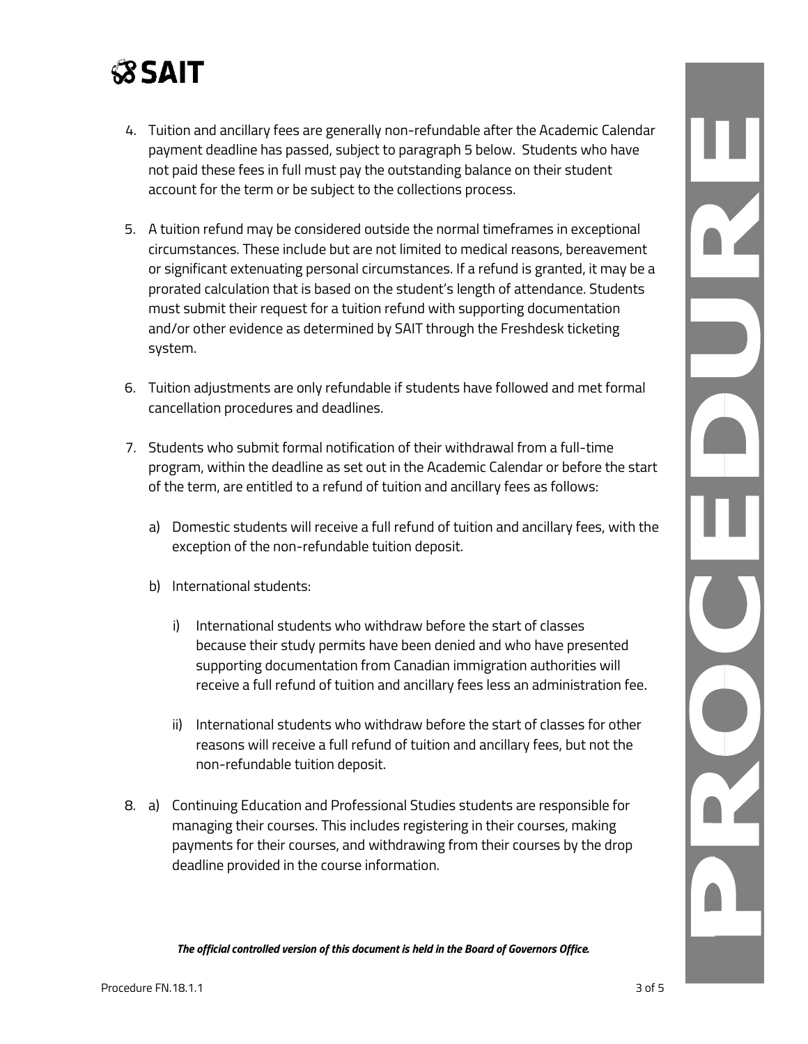4. Tuition and ancillary fees are generally non-refundable after the Academic Calendar payment deadline has passed, subject to paragraph 5 below. Students who have not paid these fees in full must pay the outstanding balance on their student account for the term or be subject to the collections process.

5. A tuition refund may be considered outside the normal timeframes in exceptional circumstances. These include but are not limited to medical reasons, bereavement or significant extenuating personal circumstances. If a refund is granted, it may be a prorated calculation that is based on the student's length of attendance. Students must submit their request for a tuition refund with supporting documentation and/or other evidence as determined by SAIT through the Freshdesk ticketing system.

6. Tuition adjustments are only refundable if students have followed and met formal cancellation procedures and deadlines.

7. Students who submit formal notification of their withdrawal from a full-time program, within the deadline as set out in the Academic Calendar or before the start of the term, are entitled to a refund of tuition and ancillary fees as follows:

   a) Domestic students will receive a full refund of tuition and ancillary fees, with the exception of the non-refundable tuition deposit.

   b) International students:

      i) International students who withdraw before the start of classes because their study permits have been denied and who have presented supporting documentation from Canadian immigration authorities will receive a full refund of tuition and ancillary fees less an administration fee.

      ii) International students who withdraw before the start of classes for other reasons will receive a full refund of tuition and ancillary fees, but not the non-refundable tuition deposit.

8. a) Continuing Education and Professional Studies students are responsible for managing their courses. This includes registering in their courses, making payments for their courses, and withdrawing from their courses by the drop deadline provided in the course information.

*The official controlled version of this document is held in the Board of Governors Office.*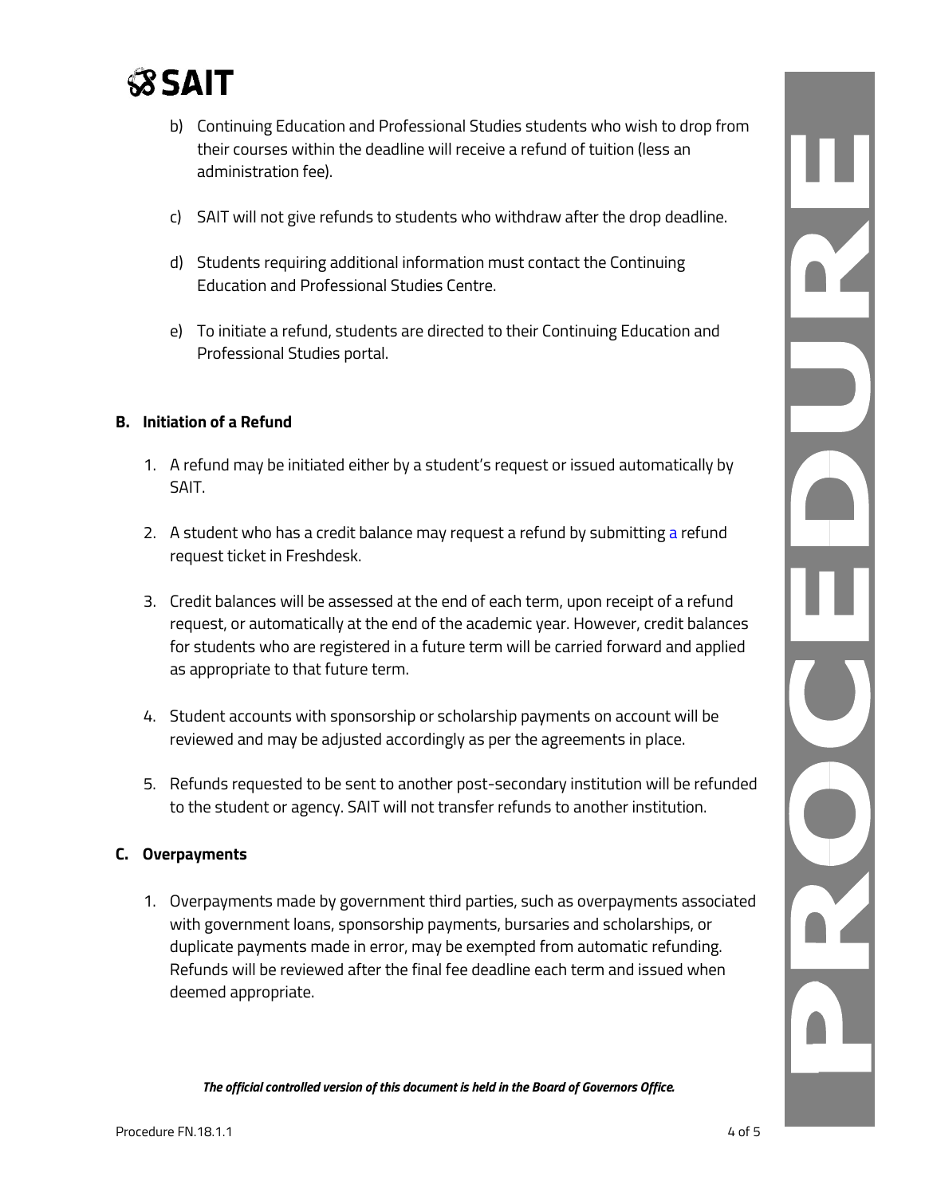b) Continuing Education and Professional Studies students who wish to drop from their courses within the deadline will receive a refund of tuition (less an administration fee).

c) SAIT will not give refunds to students who withdraw after the drop deadline.

d) Students requiring additional information must contact the Continuing Education and Professional Studies Centre.

e) To initiate a refund, students are directed to their Continuing Education and Professional Studies portal.

**B. Initiation of a Refund**

1. A refund may be initiated either by a student's request or issued automatically by SAIT.

2. A student who has a credit balance may request a refund by submitting a refund request ticket in Freshdesk.

3. Credit balances will be assessed at the end of each term, upon receipt of a refund request, or automatically at the end of the academic year. However, credit balances for students who are registered in a future term will be carried forward and applied as appropriate to that future term.

4. Student accounts with sponsorship or scholarship payments on account will be reviewed and may be adjusted accordingly as per the agreements in place.

5. Refunds requested to be sent to another post-secondary institution will be refunded to the student or agency. SAIT will not transfer refunds to another institution.

**C. Overpayments**

1. Overpayments made by government third parties, such as overpayments associated with government loans, sponsorship payments, bursaries and scholarships, or duplicate payments made in error, may be exempted from automatic refunding. Refunds will be reviewed after the final fee deadline each term and issued when deemed appropriate.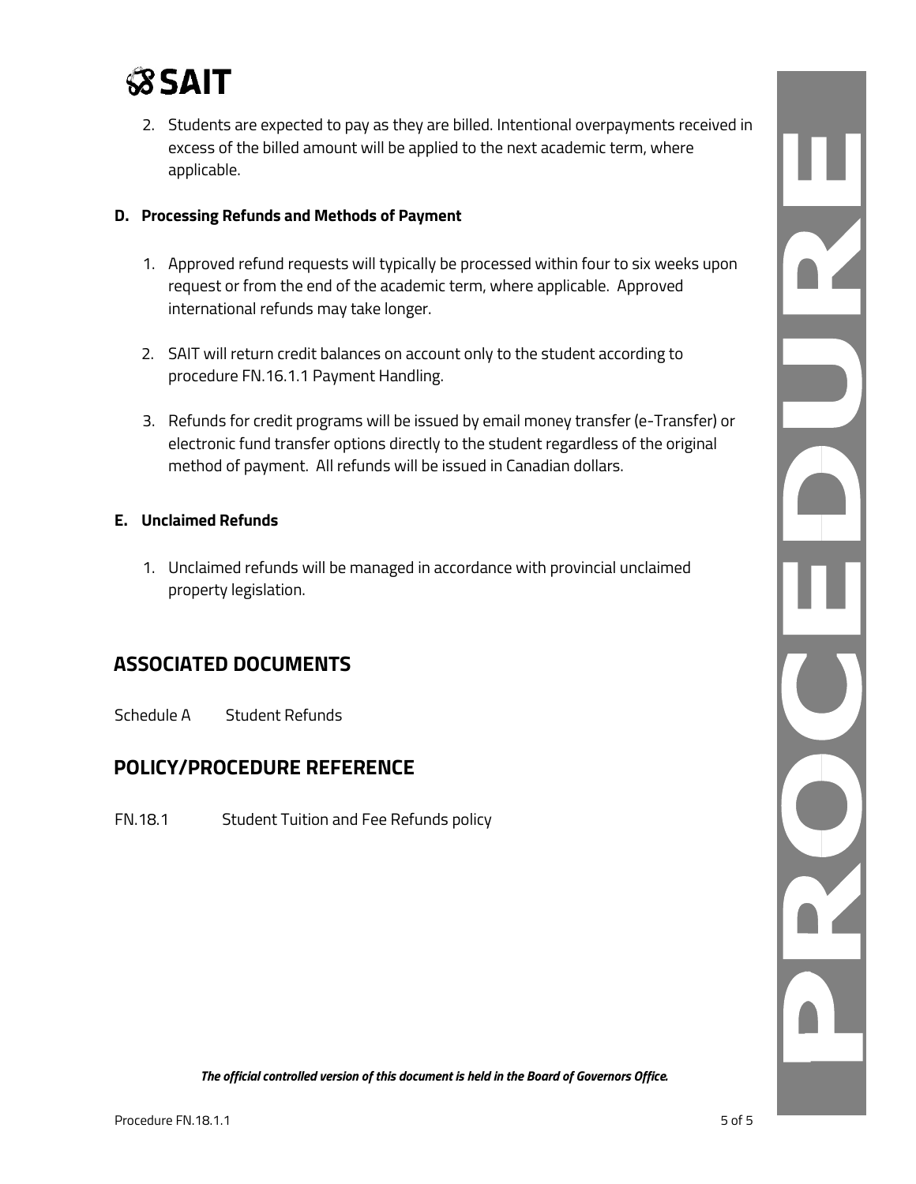2. Students are expected to pay as they are billed. Intentional overpayments received in excess of the billed amount will be applied to the next academic term, where applicable.

**D. Processing Refunds and Methods of Payment**

1. Approved refund requests will typically be processed within four to six weeks upon request or from the end of the academic term, where applicable. Approved international refunds may take longer.

2. SAIT will return credit balances on account only to the student according to procedure FN.16.1.1 Payment Handling.

3. Refunds for credit programs will be issued by email money transfer (e-Transfer) or electronic fund transfer options directly to the student regardless of the original method of payment. All refunds will be issued in Canadian dollars.

**E. Unclaimed Refunds**

1. Unclaimed refunds will be managed in accordance with provincial unclaimed property legislation.

## ASSOCIATED DOCUMENTS

Schedule A Student Refunds

## POLICY/PROCEDURE REFERENCE

FN.18.1 Student Tuition and Fee Refunds policy

***The official controlled version of this document is held in the Board of Governors Office.***